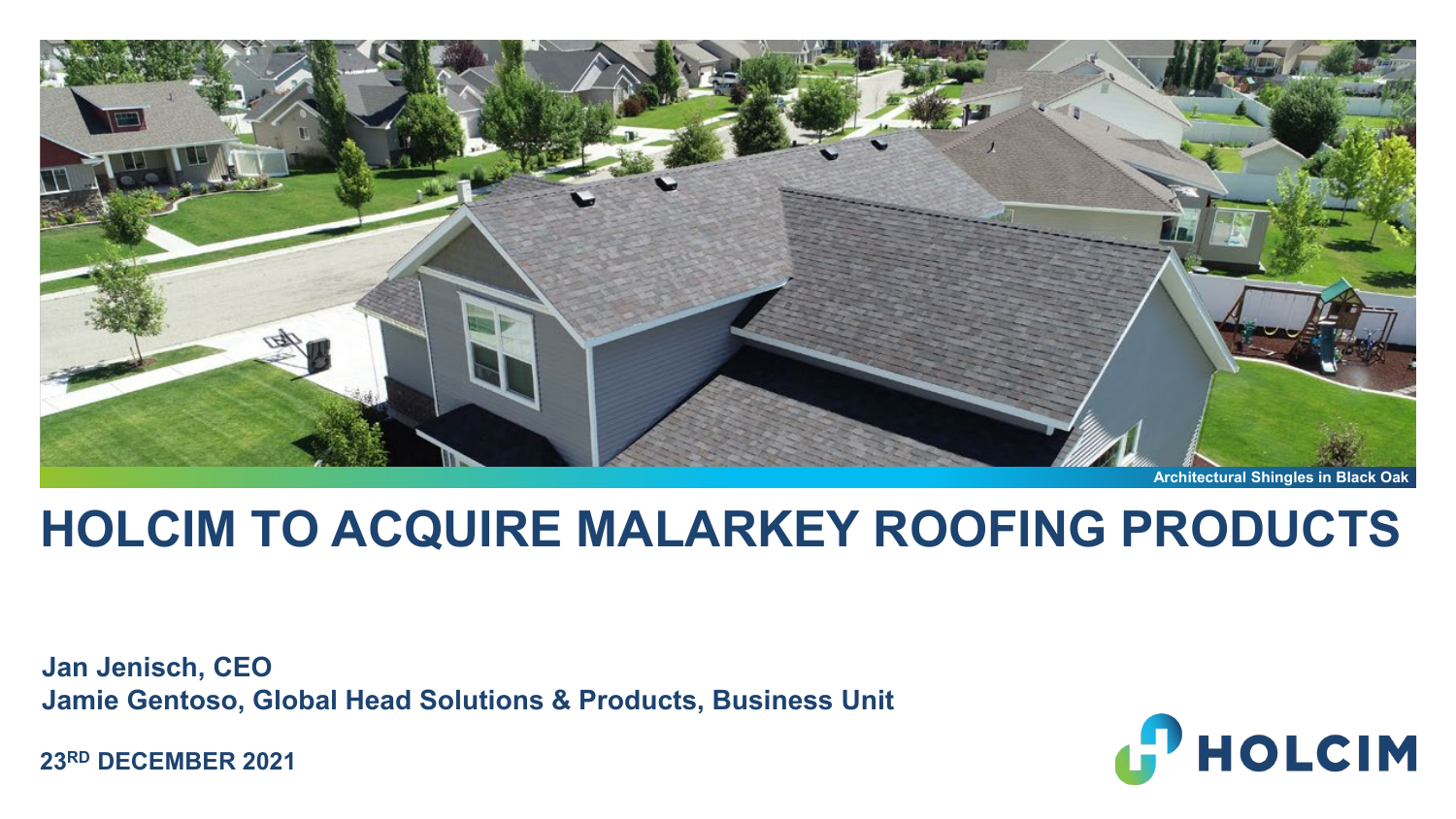Architectural Shingles in Black Oak

# HOLCIM TO ACQUIRE MALARKEY ROOFING PRODUCTS

**Jan Jenisch, CEO**
**Jamie Gentoso, Global Head Solutions & Products, Business Unit**

**23RD DECEMBER 2021**

HOLCIM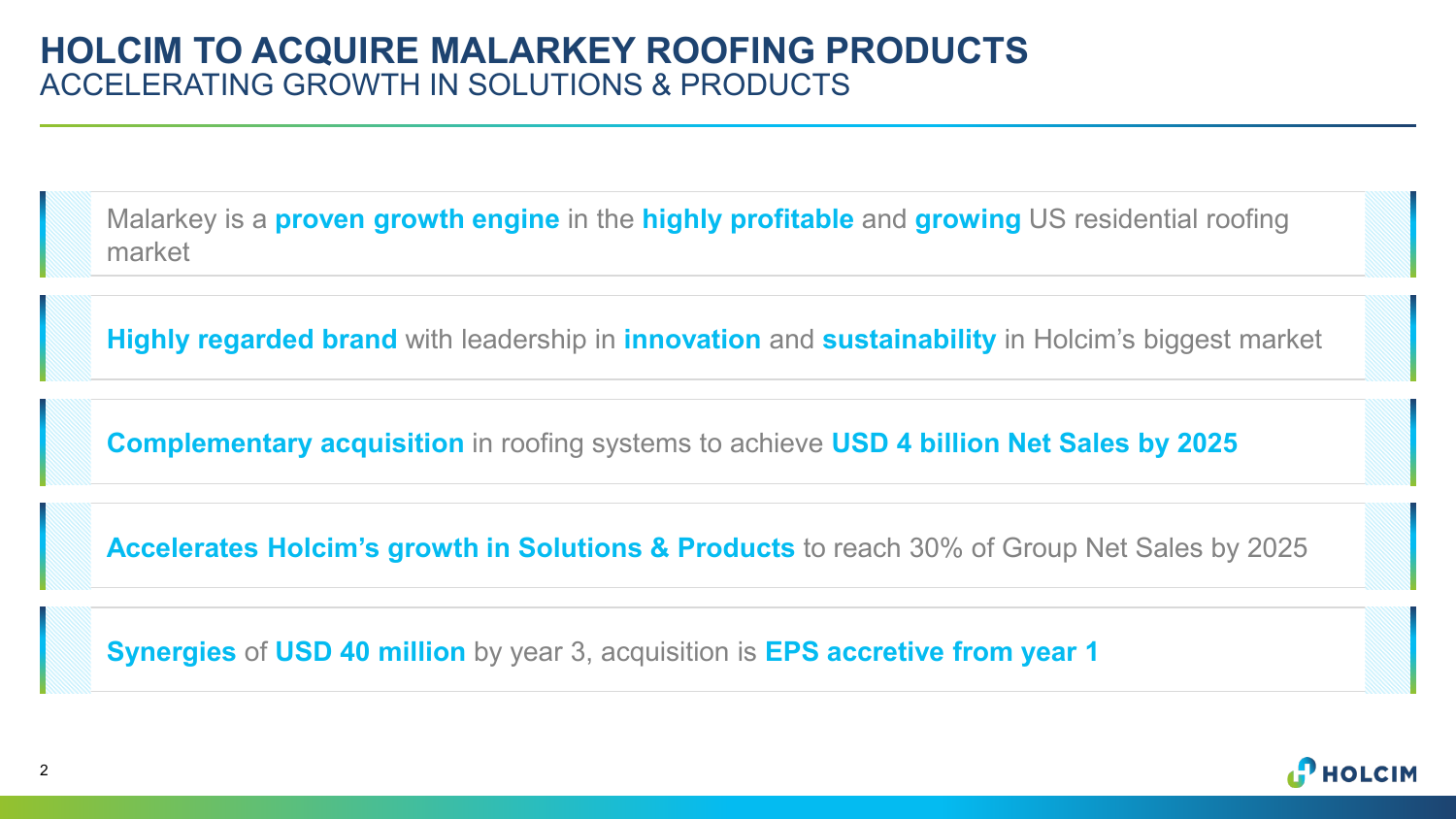# HOLCIM TO ACQUIRE MALARKEY ROOFING PRODUCTS

## ACCELERATING GROWTH IN SOLUTIONS & PRODUCTS

- Malarkey is a **proven growth engine** in the **highly profitable** and **growing** US residential roofing market
- **Highly regarded brand** with leadership in **innovation** and **sustainability** in Holcim's biggest market
- **Complementary acquisition** in roofing systems to achieve **USD 4 billion Net Sales by 2025**
- **Accelerates Holcim's growth in Solutions & Products** to reach 30% of Group Net Sales by 2025
- **Synergies** of **USD 40 million** by year 3, acquisition is **EPS accretive from year 1**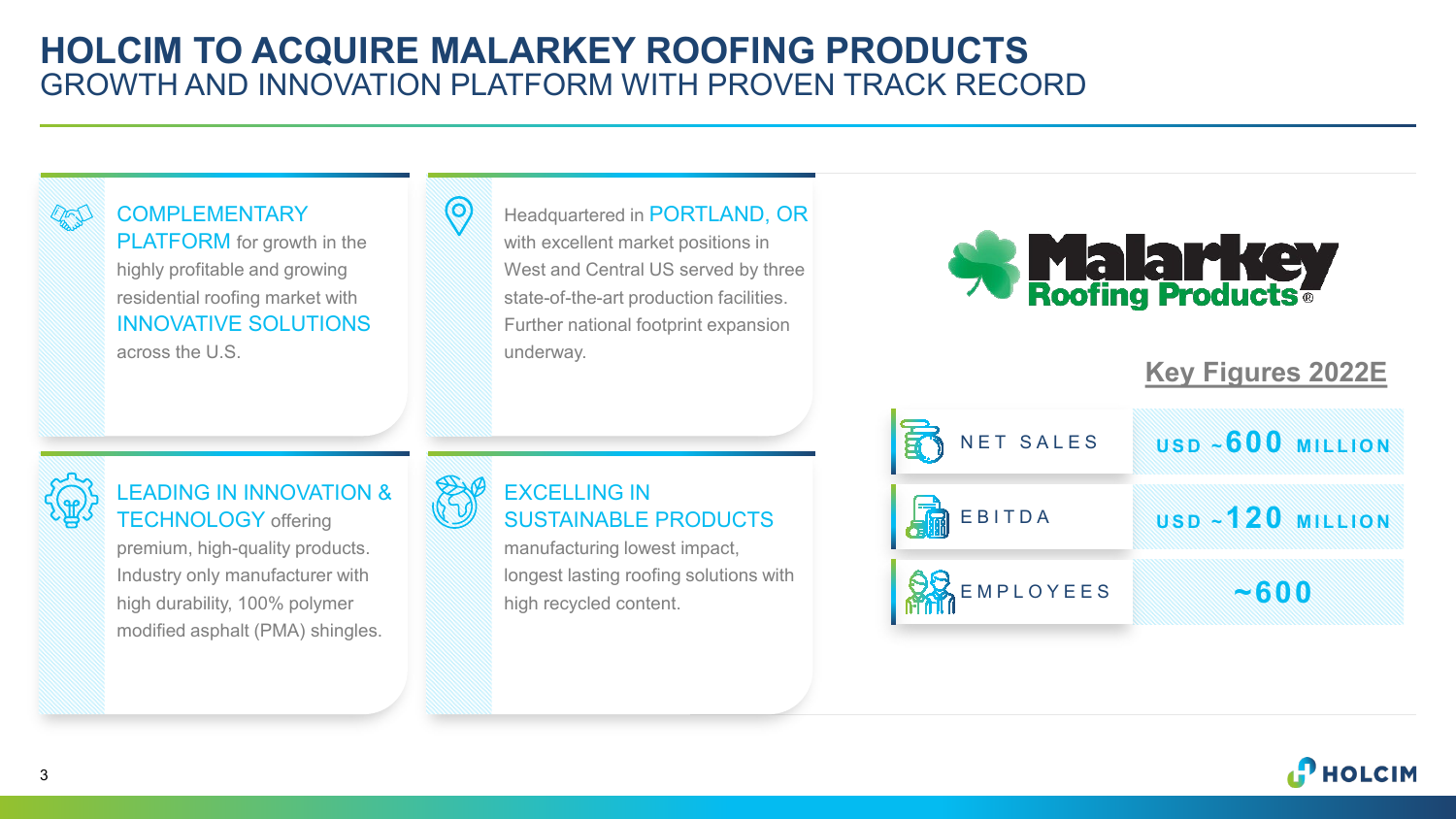# HOLCIM TO ACQUIRE MALARKEY ROOFING PRODUCTS

## GROWTH AND INNOVATION PLATFORM WITH PROVEN TRACK RECORD

**COMPLEMENTARY PLATFORM** for growth in the highly profitable and growing residential roofing market with **INNOVATIVE SOLUTIONS** across the U.S.

Headquartered in **PORTLAND, OR** with excellent market positions in West and Central US served by three state-of-the-art production facilities. Further national footprint expansion underway.

**LEADING IN INNOVATION & TECHNOLOGY** offering premium, high-quality products. Industry only manufacturer with high durability, 100% polymer modified asphalt (PMA) shingles.

**EXCELLING IN SUSTAINABLE PRODUCTS** manufacturing lowest impact, longest lasting roofing solutions with high recycled content.

Malarkey Roofing Products®

### Key Figures 2022E

| | |
|---|---|
| NET SALES | USD ~600 MILLION |
| EBITDA | USD ~120 MILLION |
| EMPLOYEES | ~600 |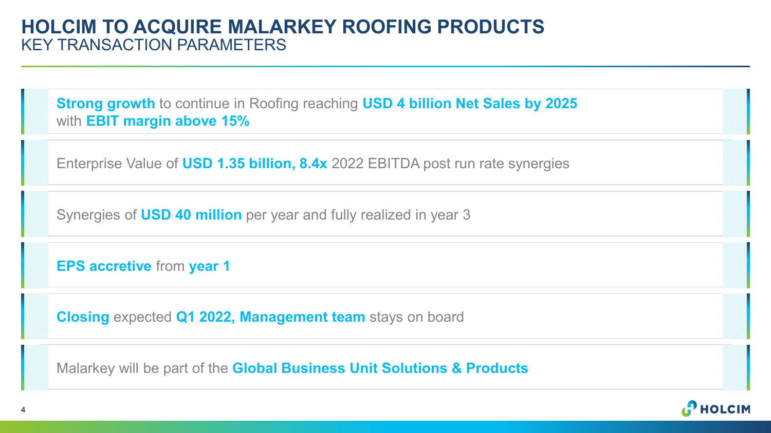# HOLCIM TO ACQUIRE MALARKEY ROOFING PRODUCTS

## KEY TRANSACTION PARAMETERS

**Strong growth** to continue in Roofing reaching **USD 4 billion Net Sales by 2025** with **EBIT margin above 15%**

Enterprise Value of **USD 1.35 billion, 8.4x** 2022 EBITDA post run rate synergies

Synergies of **USD 40 million** per year and fully realized in year 3

**EPS accretive** from **year 1**

**Closing** expected **Q1 2022, Management team** stays on board

Malarkey will be part of the **Global Business Unit Solutions & Products**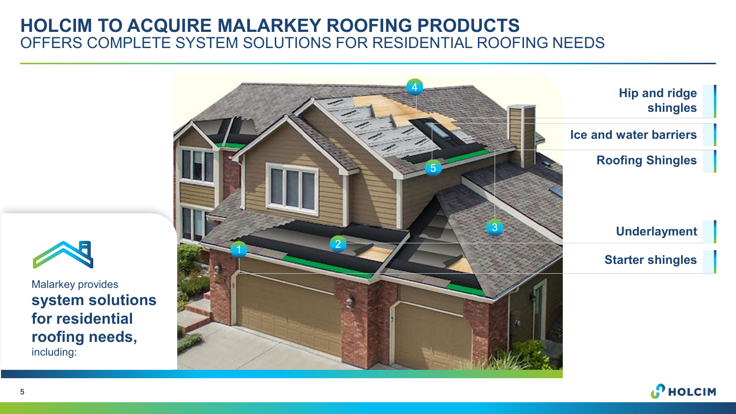# HOLCIM TO ACQUIRE MALARKEY ROOFING PRODUCTS

## OFFERS COMPLETE SYSTEM SOLUTIONS FOR RESIDENTIAL ROOFING NEEDS

Malarkey provides **system solutions for residential roofing needs,** including:

- Hip and ridge shingles
- Ice and water barriers
- Roofing Shingles
- Underlayment
- Starter shingles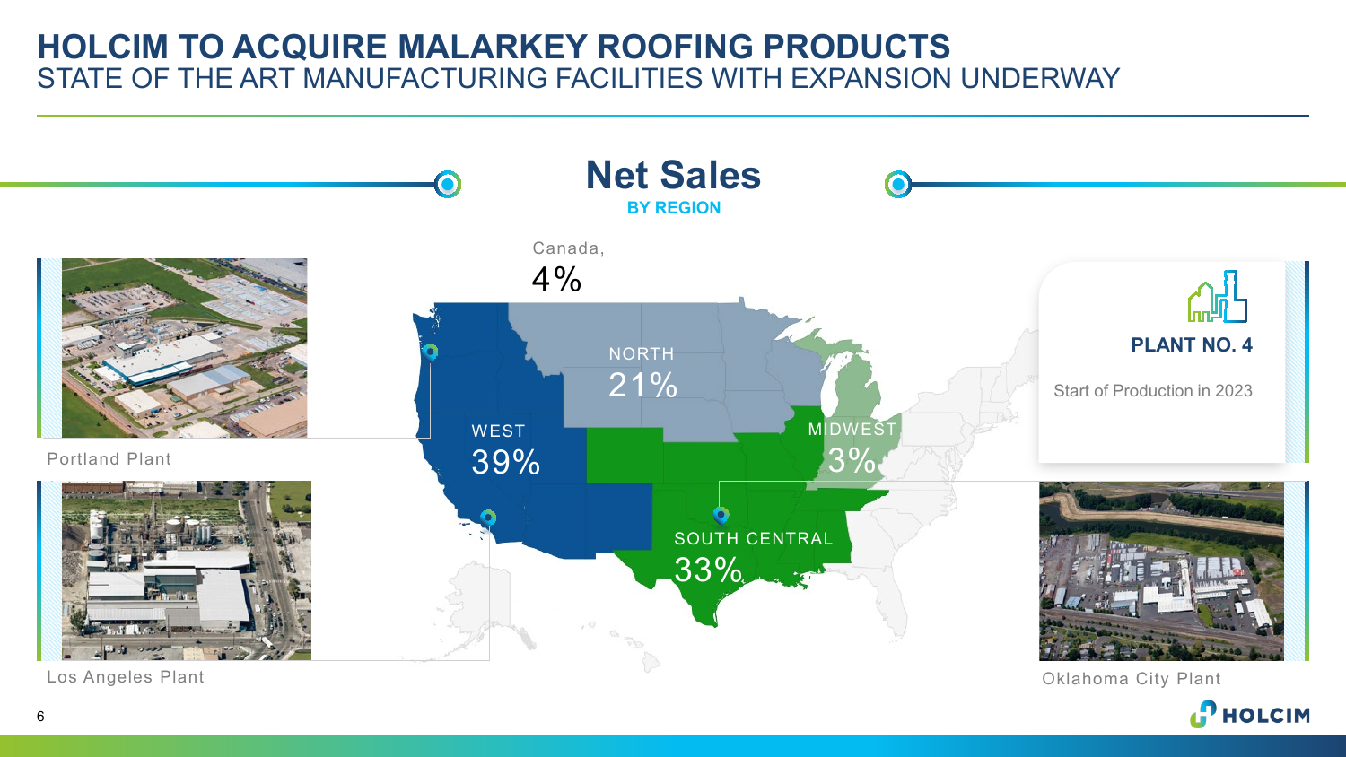# HOLCIM TO ACQUIRE MALARKEY ROOFING PRODUCTS

## STATE OF THE ART MANUFACTURING FACILITIES WITH EXPANSION UNDERWAY

### Net Sales

**BY REGION**

Canada, 4%

NORTH 21%

WEST 39%

MIDWEST 3%

SOUTH CENTRAL 33%

Portland Plant

Los Angeles Plant

**PLANT NO. 4**

Start of Production in 2023

Oklahoma City Plant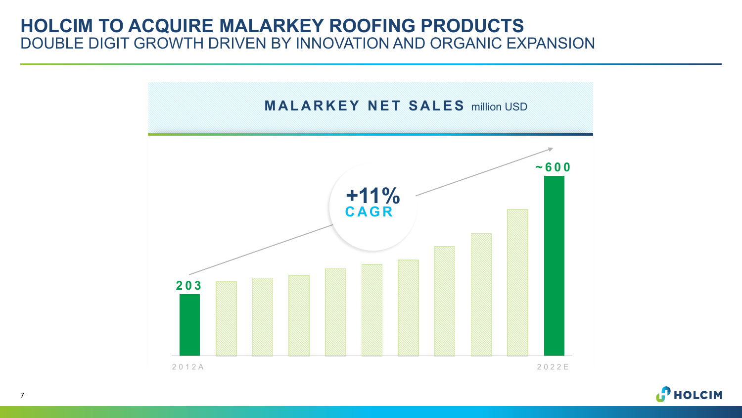# HOLCIM TO ACQUIRE MALARKEY ROOFING PRODUCTS

## DOUBLE DIGIT GROWTH DRIVEN BY INNOVATION AND ORGANIC EXPANSION

**MALARKEY NET SALES** million USD

203

+11%
CAGR

~600

2012A

2022E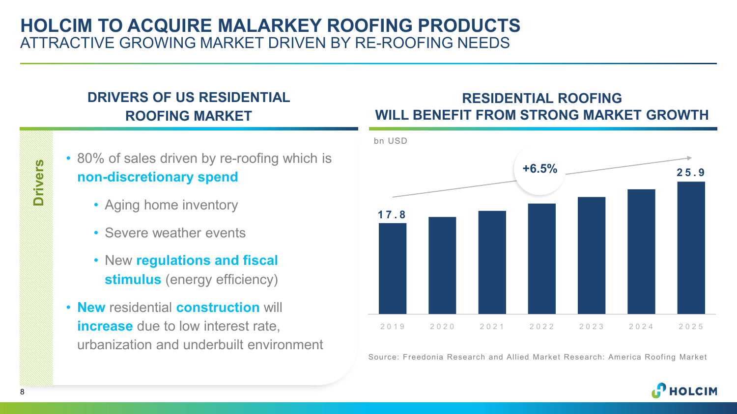# HOLCIM TO ACQUIRE MALARKEY ROOFING PRODUCTS

ATTRACTIVE GROWING MARKET DRIVEN BY RE-ROOFING NEEDS

## DRIVERS OF US RESIDENTIAL ROOFING MARKET

**Drivers**

- 80% of sales driven by re-roofing which is **non-discretionary spend**
  - Aging home inventory
  - Severe weather events
  - New **regulations and fiscal stimulus** (energy efficiency)
- **New** residential **construction** will **increase** due to low interest rate, urbanization and underbuilt environment

## RESIDENTIAL ROOFING WILL BENEFIT FROM STRONG MARKET GROWTH

bn USD

| Year | Value |
|---|---|
| 2019 | 17.8 |
| 2020 | |
| 2021 | |
| 2022 | |
| 2023 | |
| 2024 | |
| 2025 | 25.9 |

+6.5%

Source: Freedonia Research and Allied Market Research: America Roofing Market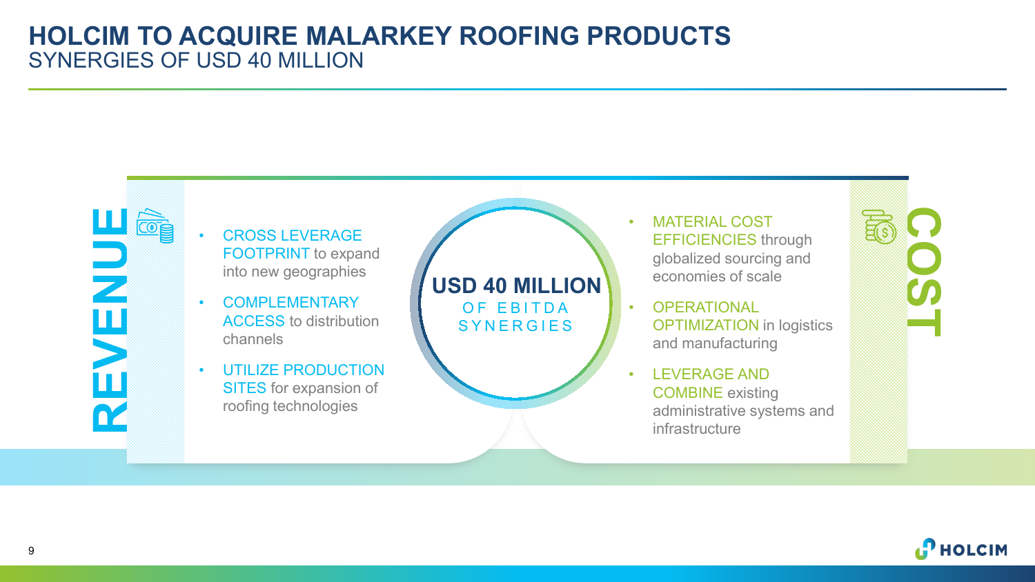# HOLCIM TO ACQUIRE MALARKEY ROOFING PRODUCTS

## SYNERGIES OF USD 40 MILLION

### REVENUE

- CROSS LEVERAGE FOOTPRINT to expand into new geographies
- COMPLEMENTARY ACCESS to distribution channels
- UTILIZE PRODUCTION SITES for expansion of roofing technologies

**USD 40 MILLION**
OF EBITDA SYNERGIES

### COST

- MATERIAL COST EFFICIENCIES through globalized sourcing and economies of scale
- OPERATIONAL OPTIMIZATION in logistics and manufacturing
- LEVERAGE AND COMBINE existing administrative systems and infrastructure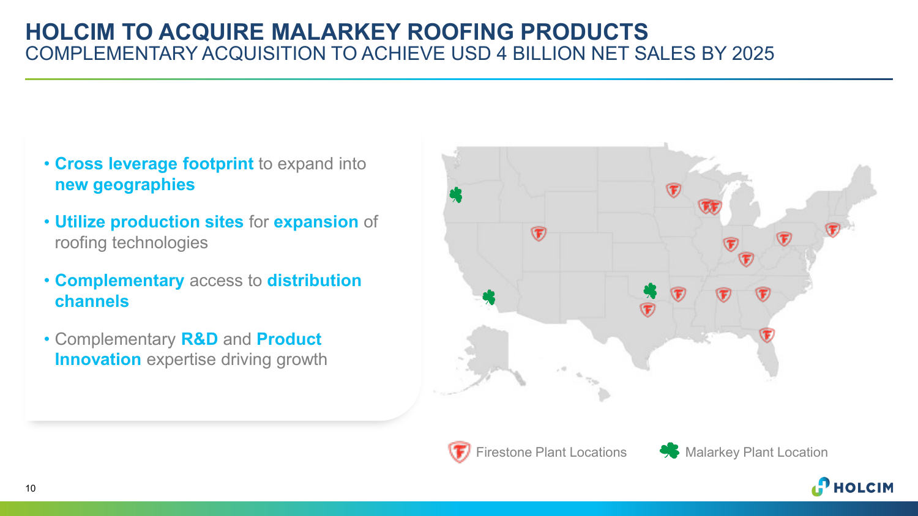# HOLCIM TO ACQUIRE MALARKEY ROOFING PRODUCTS

## COMPLEMENTARY ACQUISITION TO ACHIEVE USD 4 BILLION NET SALES BY 2025

- **Cross leverage footprint** to expand into **new geographies**
- **Utilize production sites** for **expansion** of roofing technologies
- **Complementary** access to **distribution channels**
- Complementary **R&D** and **Product Innovation** expertise driving growth

Firestone Plant Locations

Malarkey Plant Location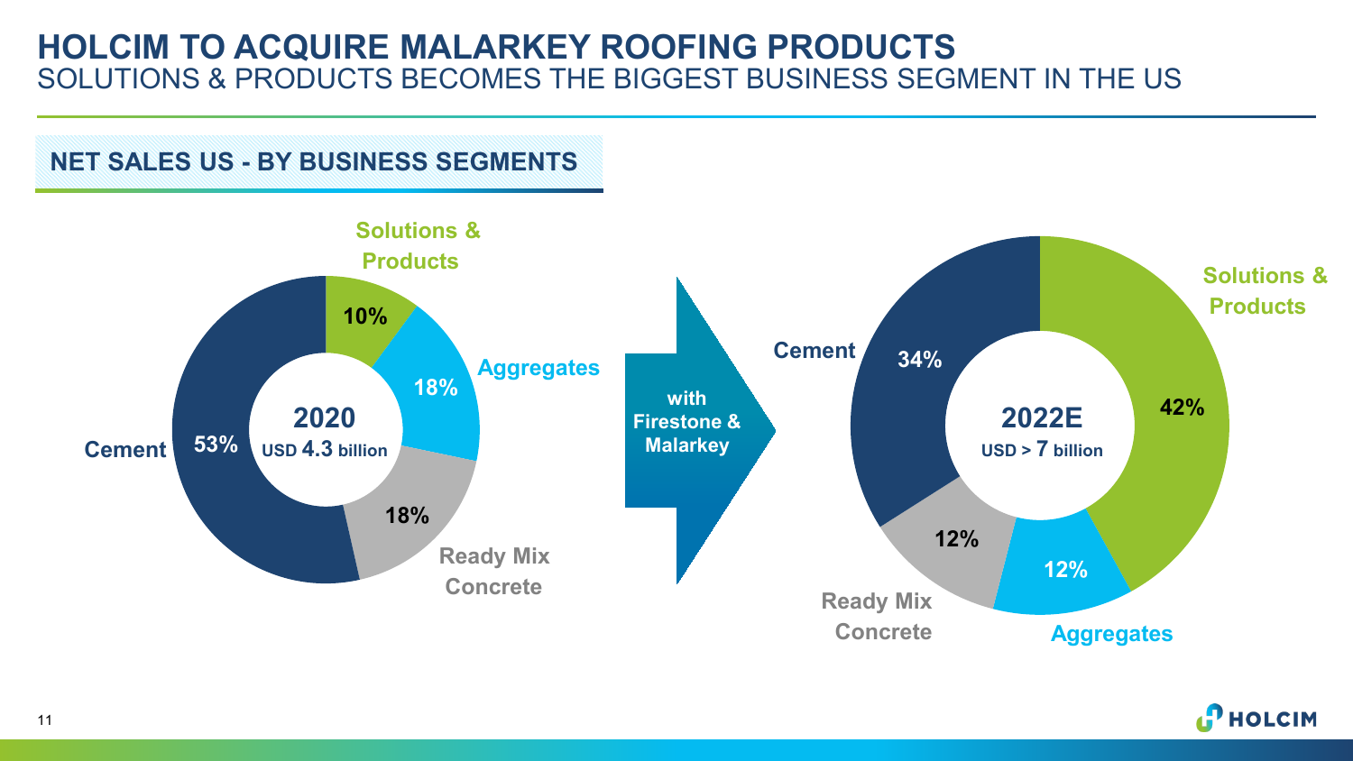# HOLCIM TO ACQUIRE MALARKEY ROOFING PRODUCTS

## SOLUTIONS & PRODUCTS BECOMES THE BIGGEST BUSINESS SEGMENT IN THE US

### NET SALES US - BY BUSINESS SEGMENTS

**2020 — USD 4.3 billion**

| Segment | Share |
|---|---|
| Solutions & Products | 10% |
| Aggregates | 18% |
| Ready Mix Concrete | 18% |
| Cement | 53% |

**with Firestone & Malarkey**

**2022E — USD > 7 billion**

| Segment | Share |
|---|---|
| Solutions & Products | 42% |
| Aggregates | 12% |
| Ready Mix Concrete | 12% |
| Cement | 34% |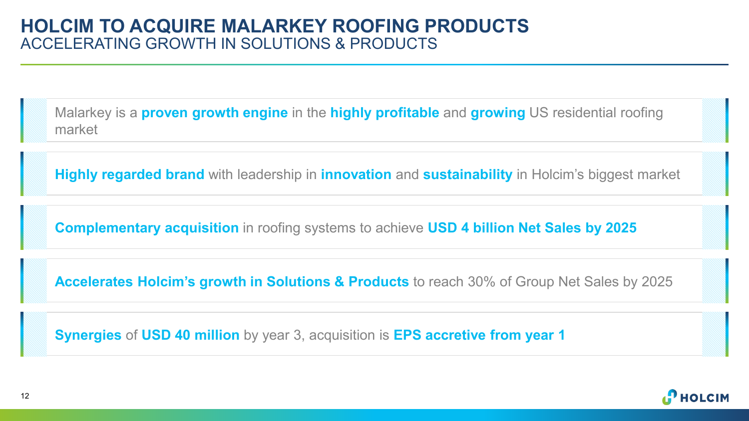# HOLCIM TO ACQUIRE MALARKEY ROOFING PRODUCTS

## ACCELERATING GROWTH IN SOLUTIONS & PRODUCTS

Malarkey is a **proven growth engine** in the **highly profitable** and **growing** US residential roofing market

**Highly regarded brand** with leadership in **innovation** and **sustainability** in Holcim's biggest market

**Complementary acquisition** in roofing systems to achieve **USD 4 billion Net Sales by 2025**

**Accelerates Holcim's growth in Solutions & Products** to reach 30% of Group Net Sales by 2025

**Synergies** of **USD 40 million** by year 3, acquisition is **EPS accretive from year 1**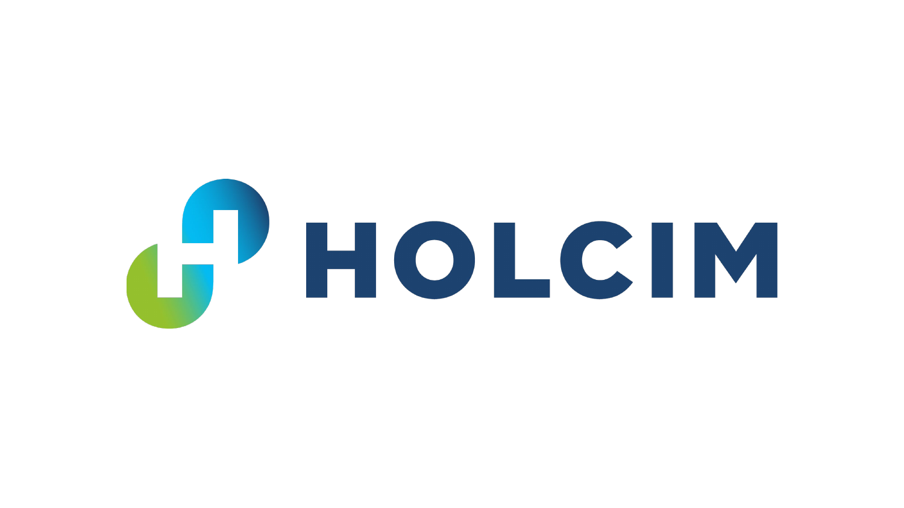HOLCIM